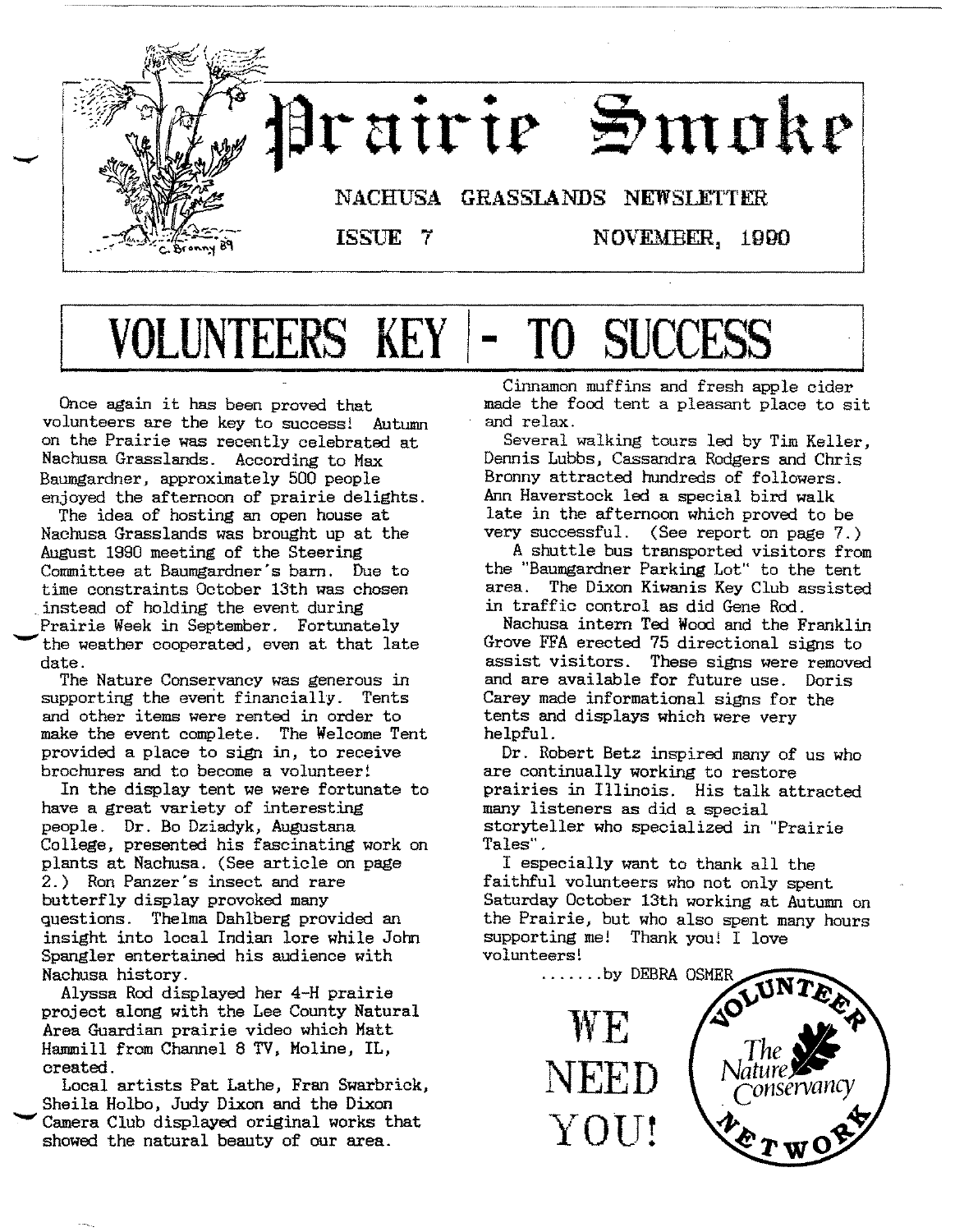# Prairie Smoke

NACHUSA GRASSLANDS NEWSLETTER

ISSUE 7 NOVEMBER, 1990

# VOLUNTEERS KEY - TO SUCCESS

Once again it has been proved that volunteers are the key to success! Autumn on the Prairie was recently celebrated at Nachusa Grasslands. According to Max Baumgardner, approximately 500 people enjoyed the afternoon of prairie delights.

The idea of hosting an open house at Nachusa Grasslands was brought up at the August 1990 meeting of the Steering Committee at Baumgardner's barn. Due to time constraints October 13th was chosen instead of holding the event during Prairie Week in September. Fortunately the weather cooperated, even at that late date.

The Nature Conservancy was generous in supporting the event financially. Tents and other items were rented in order to make the event complete. The Welcome Tent provided a place to sign in, to receive brochures and to become a volunteer!

In the display tent we were fortunate to have a great variety of interesting people. Dr. Bo Dziadyk, Augustana College, presented his fascinating work on plants at Nachusa. (See article on page 2.) Ron Panzer's insect and rare butterfly display provoked many questions. Thelma Dahlberg provided an insight into local Indian lore while John Spangler entertained his audience with Nachusa history.

Alyssa Rod displayed her 4-H prairie project along with the Lee County Natural Area Guardian prairie video which Matt Hammill from Channel 8 TV, Moline, IL, created.

Local artists Pat Lathe, Fran Swarbrick, Sheila Holbo, Judy Dixon and the Dixon Camera Club displayed original works that showed the natural beauty of our area.

Cinnamon muffins and fresh apple cider made the food tent a pleasant place to sit and relax.

Several walking tours led by Tim Keller, Dennis Lubbs, Cassandra Rodgers and Chris Bronny attracted hundreds of followers. Ann Haverstock led a special bird walk late in the afternoon which proved to be very successful. (See report on page 7.)

A shuttle bus transported visitors from the "Baumgardner Parking Lot" to the tent area. The Dixon Kiwanis Key Club assisted in traffic control as did Gene Rod.

Nachusa intern Ted Wood and the Franklin Grove FFA erected 75 directional signs to assist visitors. These signs were removed and are available for future use. Doris Carey made informational signs for the tents and displays which were very helpful.

Dr. Robert Betz inspired many of us who are continually working to restore prairies in Illinois. His talk attracted many listeners as did a special storyteller who specialized in "Prairie Tales".

I especially want to thank all the faithful volunteers who not only spent Saturday October 13th working at Autumn on the Prairie, but who also spent many hours supporting me! Thank you! I love volunteers!

.......by DEBRA OSMER

WE NEED YOU!

VOLUNTEER NETWORK — The Nature Conservancy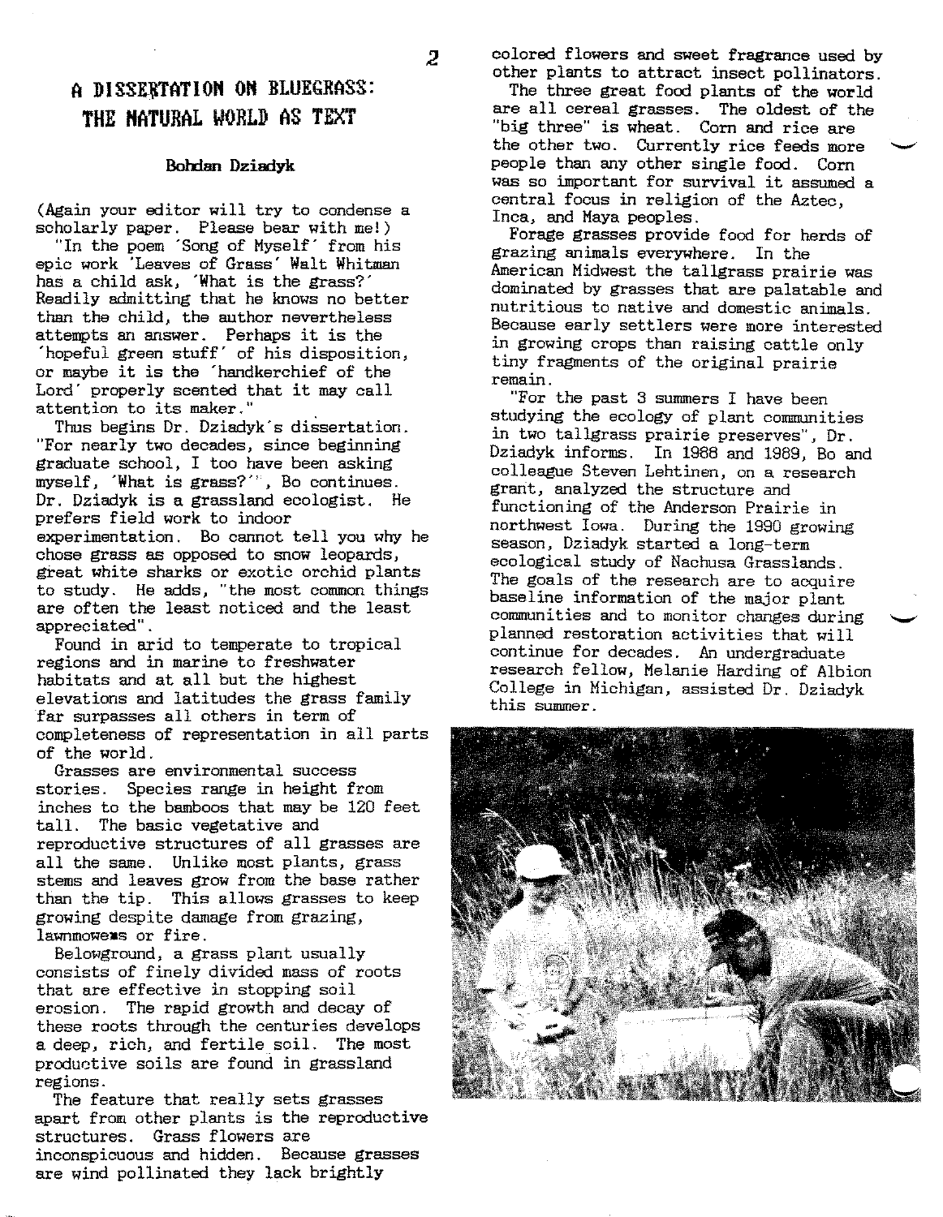# A DISSERTATION ON BLUEGRASS: THE NATURAL WORLD AS TEXT

**Bohdan Dziadyk**

(Again your editor will try to condense a scholarly paper. Please bear with me!)

"In the poem 'Song of Myself' from his epic work 'Leaves of Grass' Walt Whitman has a child ask, 'What is the grass?' Readily admitting that he knows no better than the child, the author nevertheless attempts an answer. Perhaps it is the 'hopeful green stuff' of his disposition, or maybe it is the 'handkerchief of the Lord' properly scented that it may call attention to its maker."

Thus begins Dr. Dziadyk's dissertation. "For nearly two decades, since beginning graduate school, I too have been asking myself, 'What is grass?'", Bo continues. Dr. Dziadyk is a grassland ecologist. He prefers field work to indoor experimentation. Bo cannot tell you why he chose grass as opposed to snow leopards, great white sharks or exotic orchid plants to study. He adds, "the most common things are often the least noticed and the least appreciated".

Found in arid to temperate to tropical regions and in marine to freshwater habitats and at all but the highest elevations and latitudes the grass family far surpasses all others in term of completeness of representation in all parts of the world.

Grasses are environmental success stories. Species range in height from inches to the bamboos that may be 120 feet tall. The basic vegetative and reproductive structures of all grasses are all the same. Unlike most plants, grass stems and leaves grow from the base rather than the tip. This allows grasses to keep growing despite damage from grazing, lawnmowers or fire.

Belowground, a grass plant usually consists of finely divided mass of roots that are effective in stopping soil erosion. The rapid growth and decay of these roots through the centuries develops a deep, rich, and fertile soil. The most productive soils are found in grassland regions.

The feature that really sets grasses apart from other plants is the reproductive structures. Grass flowers are inconspicuous and hidden. Because grasses are wind pollinated they lack brightly colored flowers and sweet fragrance used by other plants to attract insect pollinators.

The three great food plants of the world are all cereal grasses. The oldest of the "big three" is wheat. Corn and rice are the other two. Currently rice feeds more people than any other single food. Corn was so important for survival it assumed a central focus in religion of the Aztec, Inca, and Maya peoples.

Forage grasses provide food for herds of grazing animals everywhere. In the American Midwest the tallgrass prairie was dominated by grasses that are palatable and nutritious to native and domestic animals. Because early settlers were more interested in growing crops than raising cattle only tiny fragments of the original prairie remain.

"For the past 3 summers I have been studying the ecology of plant communities in two tallgrass prairie preserves", Dr. Dziadyk informs. In 1988 and 1989, Bo and colleague Steven Lehtinen, on a research grant, analyzed the structure and functioning of the Anderson Prairie in northwest Iowa. During the 1990 growing season, Dziadyk started a long-term ecological study of Nachusa Grasslands. The goals of the research are to acquire baseline information of the major plant communities and to monitor changes during planned restoration activities that will continue for decades. An undergraduate research fellow, Melanie Harding of Albion College in Michigan, assisted Dr. Dziadyk this summer.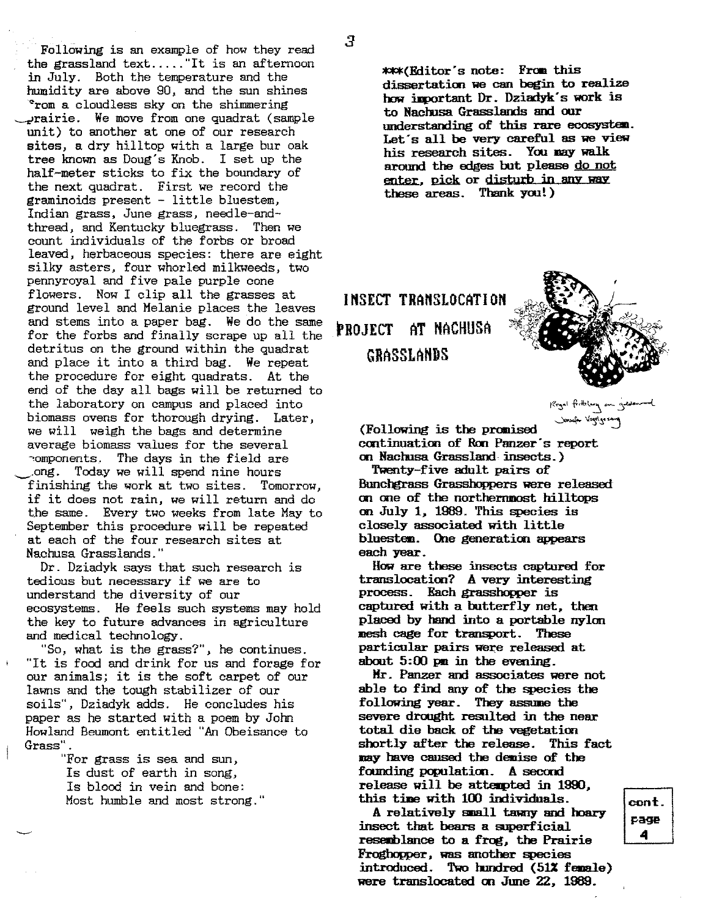Following is an example of how they read the grassland text....."It is an afternoon in July. Both the temperature and the humidity are above 90, and the sun shines from a cloudless sky on the shimmering prairie. We move from one quadrat (sample unit) to another at one of our research sites, a dry hilltop with a large bur oak tree known as Doug's Knob. I set up the half-meter sticks to fix the boundary of the next quadrat. First we record the graminoids present - little bluestem, Indian grass, June grass, needle-and-thread, and Kentucky bluegrass. Then we count individuals of the forbs or broad leaved, herbaceous species: there are eight silky asters, four whorled milkweeds, two pennyroyal and five pale purple cone flowers. Now I clip all the grasses at ground level and Melanie places the leaves and stems into a paper bag. We do the same for the forbs and finally scrape up all the detritus on the ground within the quadrat and place it into a third bag. We repeat the procedure for eight quadrats. At the end of the day all bags will be returned to the laboratory on campus and placed into biomass ovens for thorough drying. Later, we will weigh the bags and determine average biomass values for the several components. The days in the field are long. Today we will spend nine hours finishing the work at two sites. Tomorrow, if it does not rain, we will return and do the same. Every two weeks from late May to September this procedure will be repeated at each of the four research sites at Nachusa Grasslands."

Dr. Dziadyk says that such research is tedious but necessary if we are to understand the diversity of our ecosystems. He feels such systems may hold the key to future advances in agriculture and medical technology.

"So, what is the grass?", he continues. "It is food and drink for us and forage for our animals; it is the soft carpet of our lawns and the tough stabilizer of our soils", Dziadyk adds. He concludes his paper as he started with a poem by John Howland Beumont entitled "An Obeisance to Grass".

> "For grass is sea and sun,
> Is dust of earth in song,
> Is blood in vein and bone:
> Most humble and most strong."

***(Editor's note: From this dissertation we can begin to realize how important Dr. Dziadyk's work is to Nachusa Grasslands and our understanding of this rare ecosystem. Let's all be very careful as we view his research sites. You may walk around the edges but please <u>do not enter</u>, <u>pick</u> or <u>disturb in any way</u> these areas. Thank you!)

## INSECT TRANSLOCATION PROJECT AT NACHUSA GRASSLANDS

Regal fritillary on goldenrod
Joseph Vogelgesang

**(Following is the promised continuation of Ron Panzer's report on Nachusa Grassland insects.)**

**Twenty-five adult pairs of Bunchgrass Grasshoppers were released on one of the northernmost hilltops on July 1, 1989. This species is closely associated with little bluestem. One generation appears each year.**

**How are these insects captured for translocation? A very interesting process. Each grasshopper is captured with a butterfly net, then placed by hand into a portable nylon mesh cage for transport. These particular pairs were released at about 5:00 pm in the evening.**

**Mr. Panzer and associates were not able to find any of the species the following year. They assume the severe drought resulted in the near total die back of the vegetation shortly after the release. This fact may have caused the demise of the founding population. A second release will be attempted in 1990, this time with 100 individuals.**

**A relatively small tawny and hoary insect that bears a superficial resemblance to a frog, the Prairie Froghopper, was another species introduced. Two hundred (51% female) were translocated on June 22, 1989.**

**cont. page 4**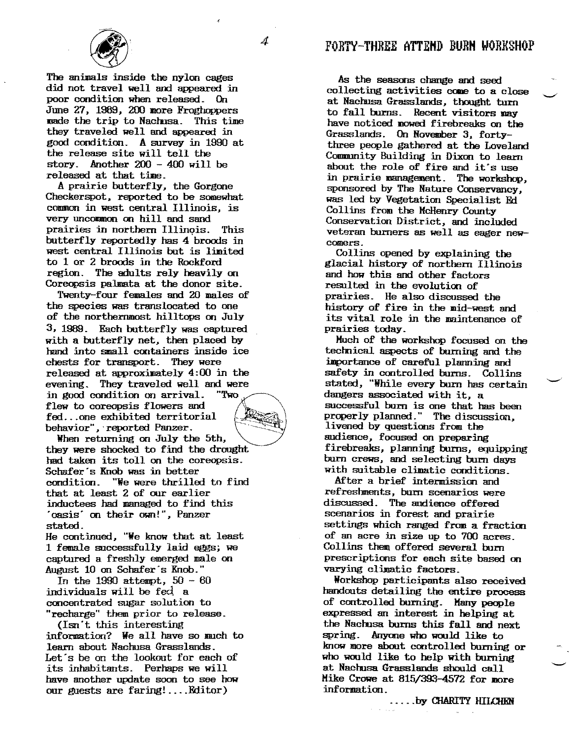The animals inside the nylon cages did not travel well and appeared in poor condition when released. On June 27, 1989, 200 more Froghoppers made the trip to Nachusa. This time they traveled well and appeared in good condition. A survey in 1990 at the release site will tell the story. Another 200 - 400 will be released at that time.

A prairie butterfly, the Gorgone Checkerspot, reported to be somewhat common in west central Illinois, is very uncommon on hill and sand prairies in northern Illinois. This butterfly reportedly has 4 broods in west central Illinois but is limited to 1 or 2 broods in the Rockford region. The adults rely heavily on Coreopsis palmata at the donor site.

Twenty-four females and 20 males of the species was translocated to one of the northernmost hilltops on July 3, 1989. Each butterfly was captured with a butterfly net, then placed by hand into small containers inside ice chests for transport. They were released at approximately 4:00 in the evening. They traveled well and were in good condition on arrival. "Two flew to coreopsis flowers and fed...one exhibited territorial behavior", reported Panzer.

When returning on July the 5th, they were shocked to find the drought had taken its toll on the coreopsis. Schafer's Knob was in better condition. "We were thrilled to find that at least 2 of our earlier inductees had managed to find this 'oasis' on their own!", Panzer stated.

He continued, "We know that at least 1 female successfully laid eggs; we captured a freshly emerged male on August 10 on Schafer's Knob."

In the 1990 attempt, 50 - 60 individuals will be fed a concentrated sugar solution to "recharge" them prior to release.

(Isn't this interesting information? We all have so much to learn about Nachusa Grasslands. Let's be on the lookout for each of its inhabitants. Perhaps we will have another update soon to see how our guests are faring!....Editor)

# FORTY-THREE ATTEND BURN WORKSHOP

As the seasons change and seed collecting activities come to a close at Nachusa Grasslands, thought turn to fall burns. Recent visitors may have noticed mowed firebreaks on the Grasslands. On November 3, forty-three people gathered at the Loveland Community Building in Dixon to learn about the role of fire and it's use in prairie management. The workshop, sponsored by The Nature Conservancy, was led by Vegetation Specialist Ed Collins from the McHenry County Conservation District, and included veteran burners as well as eager newcomers.

Collins opened by explaining the glacial history of northern Illinois and how this and other factors resulted in the evolution of prairies. He also discussed the history of fire in the mid-west and its vital role in the maintenance of prairies today.

Much of the workshop focused on the technical aspects of burning and the importance of careful planning and safety in controlled burns. Collins stated, "While every burn has certain dangers associated with it, a successful burn is one that has been properly planned." The discussion, livened by questions from the audience, focused on preparing firebreaks, planning burns, equipping burn crews, and selecting burn days with suitable climatic conditions.

After a brief intermission and refreshments, burn scenarios were discussed. The audience offered scenarios in forest and prairie settings which ranged from a fraction of an acre in size up to 700 acres. Collins them offered several burn prescriptions for each site based on varying climatic factors.

Workshop participants also received handouts detailing the entire process of controlled burning. Many people expressed an interest in helping at the Nachusa burns this fall and next spring. Anyone who would like to know more about controlled burning or who would like to help with burning at Nachusa Grasslands should call Mike Crowe at 815/393-4572 for more information.

.....by CHARITY HILCHEN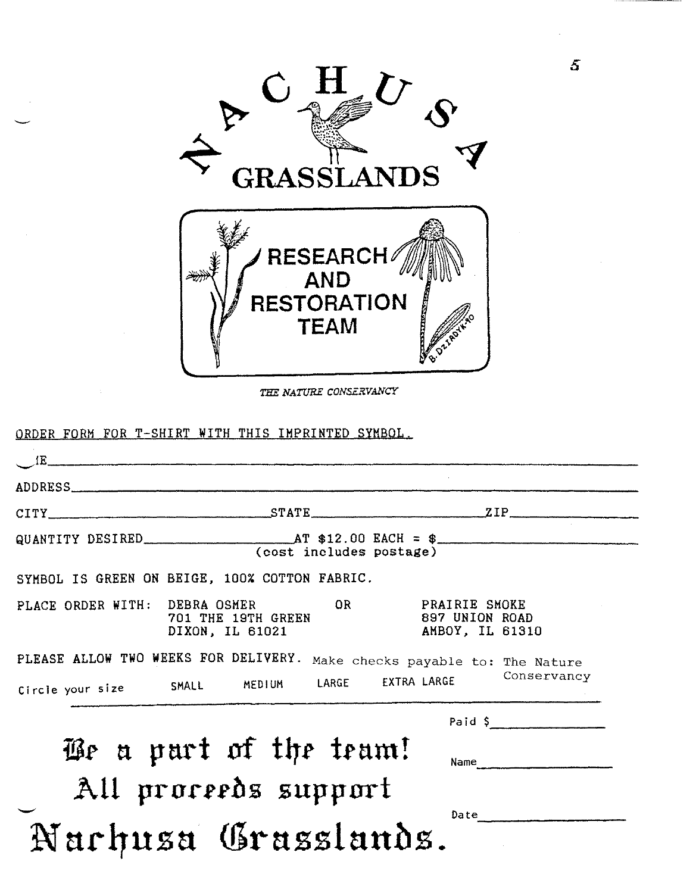# NACHUSA GRASSLANDS

RESEARCH AND RESTORATION TEAM

B. DZIADYK '90

*THE NATURE CONSERVANCY*

ORDER FORM FOR T-SHIRT WITH THIS IMPRINTED SYMBOL.

NAME ______________________________________________

ADDRESS ______________________________________________

CITY ____________________ STATE ____________________ ZIP ____________

QUANTITY DESIRED ____________ AT $12.00 EACH = $ ____________
(cost includes postage)

SYMBOL IS GREEN ON BEIGE, 100% COTTON FABRIC.

PLACE ORDER WITH:

DEBRA OSMER
701 THE 19TH GREEN
DIXON, IL 61021

OR

PRAIRIE SMOKE
897 UNION ROAD
AMBOY, IL 61310

PLEASE ALLOW TWO WEEKS FOR DELIVERY. Make checks payable to: The Nature Conservancy

Circle your size SMALL MEDIUM LARGE EXTRA LARGE

Paid $ ____________

Name ____________

Date ____________

**Be a part of the team!**
**All proceeds support**
**Nachusa Grasslands.**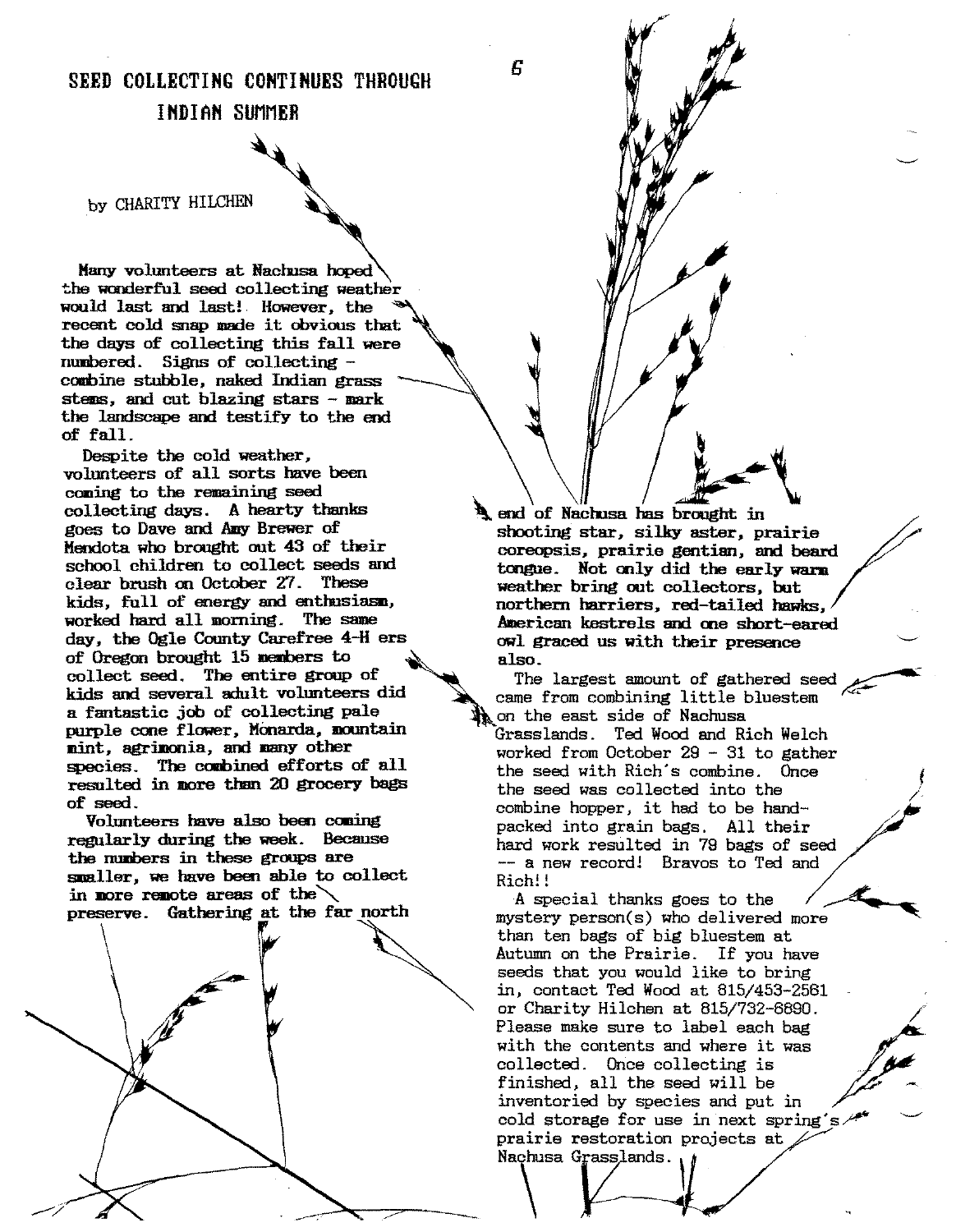# SEED COLLECTING CONTINUES THROUGH INDIAN SUMMER

by CHARITY HILCHEN

Many volunteers at Nachusa hoped the wonderful seed collecting weather would last and last! However, the recent cold snap made it obvious that the days of collecting this fall were numbered. Signs of collecting - combine stubble, naked Indian grass stems, and cut blazing stars - mark the landscape and testify to the end of fall.

Despite the cold weather, volunteers of all sorts have been coming to the remaining seed collecting days. A hearty thanks goes to Dave and Amy Brewer of Mendota who brought out 43 of their school children to collect seeds and clear brush on October 27. These kids, full of energy and enthusiasm, worked hard all morning. The same day, the Ogle County Carefree 4-H ers of Oregon brought 15 members to collect seed. The entire group of kids and several adult volunteers did a fantastic job of collecting pale purple cone flower, Monarda, mountain mint, agrimonia, and many other species. The combined efforts of all resulted in more than 20 grocery bags of seed.

Volunteers have also been coming regularly during the week. Because the numbers in these groups are smaller, we have been able to collect in more remote areas of the preserve. Gathering at the far north end of Nachusa has brought in shooting star, silky aster, prairie coreopsis, prairie gentian, and beard tongue. Not only did the early warm weather bring out collectors, but northern harriers, red-tailed hawks, American kestrels and one short-eared owl graced us with their presence also.

The largest amount of gathered seed came from combining little bluestem on the east side of Nachusa Grasslands. Ted Wood and Rich Welch worked from October 29 - 31 to gather the seed with Rich's combine. Once the seed was collected into the combine hopper, it had to be hand-packed into grain bags. All their hard work resulted in 79 bags of seed -- a new record! Bravos to Ted and Rich!!

A special thanks goes to the mystery person(s) who delivered more than ten bags of big bluestem at Autumn on the Prairie. If you have seeds that you would like to bring in, contact Ted Wood at 815/453-2561 or Charity Hilchen at 815/732-6890. Please make sure to label each bag with the contents and where it was collected. Once collecting is finished, all the seed will be inventoried by species and put in cold storage for use in next spring's prairie restoration projects at Nachusa Grasslands.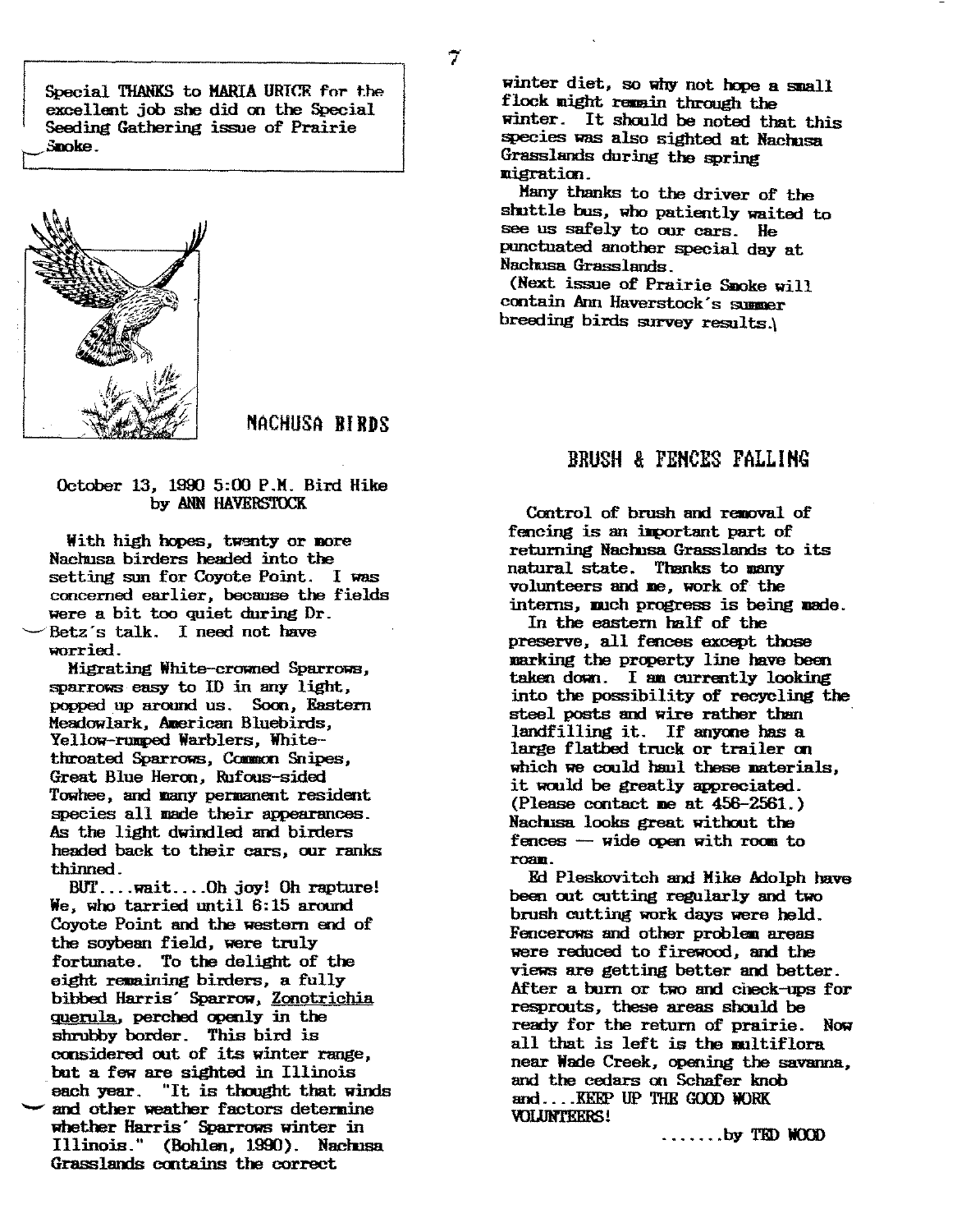Special THANKS to MARIA URICR for the excellent job she did on the Special Seeding Gathering issue of Prairie Smoke.

## NACHUSA BIRDS

October 13, 1990 5:00 P.M. Bird Hike
by ANN HAVERSTOCK

With high hopes, twenty or more Nachusa birders headed into the setting sun for Coyote Point. I was concerned earlier, because the fields were a bit too quiet during Dr. Betz's talk. I need not have worried.

Migrating White-crowned Sparrows, sparrows easy to ID in any light, popped up around us. Soon, Eastern Meadowlark, American Bluebirds, Yellow-rumped Warblers, White-throated Sparrows, Common Snipes, Great Blue Heron, Rufous-sided Towhee, and many permanent resident species all made their appearances. As the light dwindled and birders headed back to their cars, our ranks thinned.

BUT....wait....Oh joy! Oh rapture! We, who tarried until 6:15 around Coyote Point and the western end of the soybean field, were truly fortunate. To the delight of the eight remaining birders, a fully bibbed Harris' Sparrow, Zonotrichia querula, perched openly in the shrubby border. This bird is considered out of its winter range, but a few are sighted in Illinois each year. "It is thought that winds and other weather factors determine whether Harris' Sparrows winter in Illinois." (Bohlen, 1990). Nachusa Grasslands contains the correct winter diet, so why not hope a small flock might remain through the winter. It should be noted that this species was also sighted at Nachusa Grasslands during the spring migration.

Many thanks to the driver of the shuttle bus, who patiently waited to see us safely to our cars. He punctuated another special day at Nachusa Grasslands.

(Next issue of Prairie Smoke will contain Ann Haverstock's summer breeding birds survey results.)

## BRUSH & FENCES FALLING

Control of brush and removal of fencing is an important part of returning Nachusa Grasslands to its natural state. Thanks to many volunteers and me, work of the interns, much progress is being made.

In the eastern half of the preserve, all fences except those marking the property line have been taken down. I am currently looking into the possibility of recycling the steel posts and wire rather than landfilling it. If anyone has a large flatbed truck or trailer on which we could haul these materials, it would be greatly appreciated. (Please contact me at 456-2561.) Nachusa looks great without the fences — wide open with room to roam.

Ed Pleskovitch and Mike Adolph have been out cutting regularly and two brush cutting work days were held. Fencerows and other problem areas were reduced to firewood, and the views are getting better and better. After a burn or two and check-ups for resprouts, these areas should be ready for the return of prairie. Now all that is left is the multiflora near Wade Creek, opening the savanna, and the cedars on Schafer knob and....KEEP UP THE GOOD WORK VOLUNTEERS!

.......by TED WOOD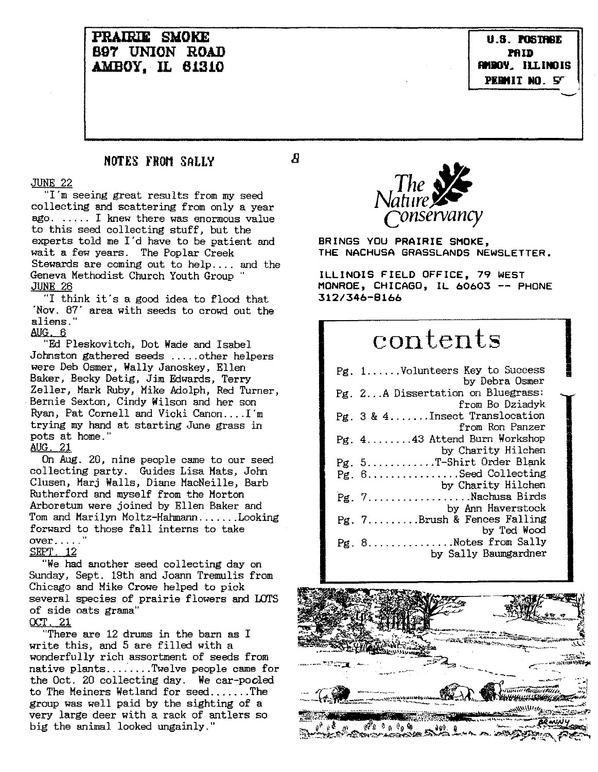**PRAIRIE SMOKE**
**897 UNION ROAD**
**AMBOY, IL 61310**

U.S. POSTAGE
PAID
AMBOY, ILLINOIS
PERMIT NO. 5

## NOTES FROM SALLY

JUNE 22

"I'm seeing great results from my seed collecting and scattering from only a year ago. ..... I knew there was enormous value to this seed collecting stuff, but the experts told me I'd have to be patient and wait a few years. The Poplar Creek Stewards are coming out to help.... and the Geneva Methodist Church Youth Group "

JUNE 26

"I think it's a good idea to flood that 'Nov. 87' area with seeds to crowd out the aliens."

AUG. 6

"Ed Pleskovitch, Dot Wade and Isabel Johnston gathered seeds .....other helpers were Deb Osmer, Wally Janoskey, Ellen Baker, Becky Detig, Jim Edwards, Terry Zeller, Mark Ruby, Mike Adolph, Red Turner, Bernie Sexton, Cindy Wilson and her son Ryan, Pat Cornell and Vicki Canon....I'm trying my hand at starting June grass in pots at home."

AUG. 21

On Aug. 20, nine people came to our seed collecting party. Guides Lisa Mats, John Clusen, Marj Walls, Diane MacNeille, Barb Rutherford and myself from the Morton Arboretum were joined by Ellen Baker and Tom and Marilyn Moltz-Hahmann.......Looking forward to those fall interns to take over....."

SEPT. 12

"We had another seed collecting day on Sunday, Sept. 19th and Joann Tremulis from Chicago and Mike Crowe helped to pick several species of prairie flowers and LOTS of side oats grama"

OCT. 21

"There are 12 drums in the barn as I write this, and 5 are filled with a wonderfully rich assortment of seeds from native plants........Twelve people came for the Oct. 20 collecting day. We car-pooled to The Meiners Wetland for seed.......The group was well paid by the sighting of a very large deer with a rack of antlers so big the animal looked ungainly."

The Nature Conservancy

BRINGS YOU PRAIRIE SMOKE, THE NACHUSA GRASSLANDS NEWSLETTER.

ILLINOIS FIELD OFFICE, 79 WEST MONROE, CHICAGO, IL 60603 -- PHONE 312/346-8166

# contents

Pg. 1......Volunteers Key to Success by Debra Osmer
Pg. 2...A Dissertation on Bluegrass: from Bo Dziadyk
Pg. 3 & 4.......Insect Translocation from Ron Panzer
Pg. 4........43 Attend Burn Workshop by Charity Hilchen
Pg. 5............T-Shirt Order Blank
Pg. 6................Seed Collecting by Charity Hilchen
Pg. 7..................Nachusa Birds by Ann Haverstock
Pg. 7.........Brush & Fences Falling by Ted Wood
Pg. 8...............Notes from Sally by Sally Baumgardner